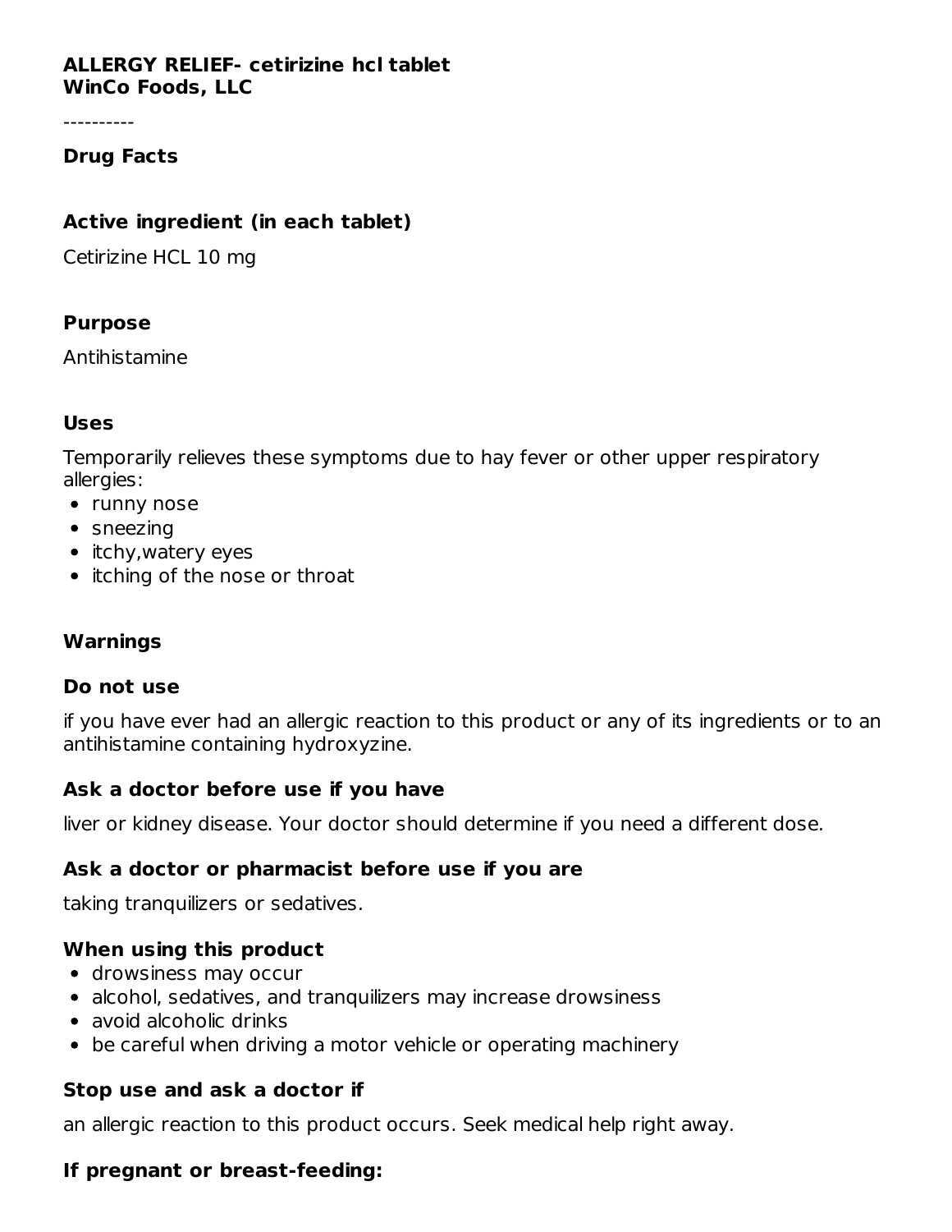**ALLERGY RELIEF- cetirizine hcl tablet**
**WinCo Foods, LLC**

----------

## Drug Facts

### Active ingredient (in each tablet)

Cetirizine HCL 10 mg

### Purpose

Antihistamine

### Uses

Temporarily relieves these symptoms due to hay fever or other upper respiratory allergies:

- runny nose
- sneezing
- itchy,watery eyes
- itching of the nose or throat

### Warnings

### Do not use

if you have ever had an allergic reaction to this product or any of its ingredients or to an antihistamine containing hydroxyzine.

### Ask a doctor before use if you have

liver or kidney disease. Your doctor should determine if you need a different dose.

### Ask a doctor or pharmacist before use if you are

taking tranquilizers or sedatives.

### When using this product

- drowsiness may occur
- alcohol, sedatives, and tranquilizers may increase drowsiness
- avoid alcoholic drinks
- be careful when driving a motor vehicle or operating machinery

### Stop use and ask a doctor if

an allergic reaction to this product occurs. Seek medical help right away.

### If pregnant or breast-feeding: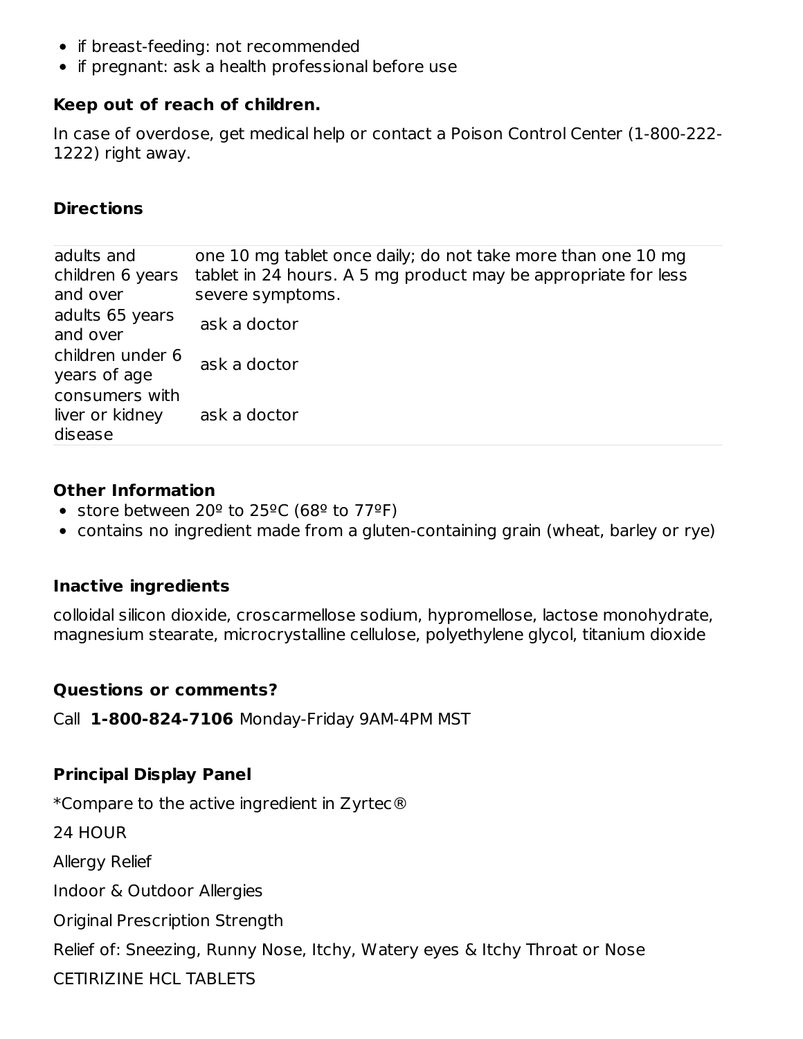- if breast-feeding: not recommended
- if pregnant: ask a health professional before use

**Keep out of reach of children.**

In case of overdose, get medical help or contact a Poison Control Center (1-800-222-1222) right away.

**Directions**

| | |
|---|---|
| adults and children 6 years and over | one 10 mg tablet once daily; do not take more than one 10 mg tablet in 24 hours. A 5 mg product may be appropriate for less severe symptoms. |
| adults 65 years and over | ask a doctor |
| children under 6 years of age | ask a doctor |
| consumers with liver or kidney disease | ask a doctor |

**Other Information**

- store between 20º to 25ºC (68º to 77ºF)
- contains no ingredient made from a gluten-containing grain (wheat, barley or rye)

**Inactive ingredients**

colloidal silicon dioxide, croscarmellose sodium, hypromellose, lactose monohydrate, magnesium stearate, microcrystalline cellulose, polyethylene glycol, titanium dioxide

**Questions or comments?**

Call **1-800-824-7106** Monday-Friday 9AM-4PM MST

**Principal Display Panel**

*Compare to the active ingredient in Zyrtec®

24 HOUR

Allergy Relief

Indoor & Outdoor Allergies

Original Prescription Strength

Relief of: Sneezing, Runny Nose, Itchy, Watery eyes & Itchy Throat or Nose

CETIRIZINE HCL TABLETS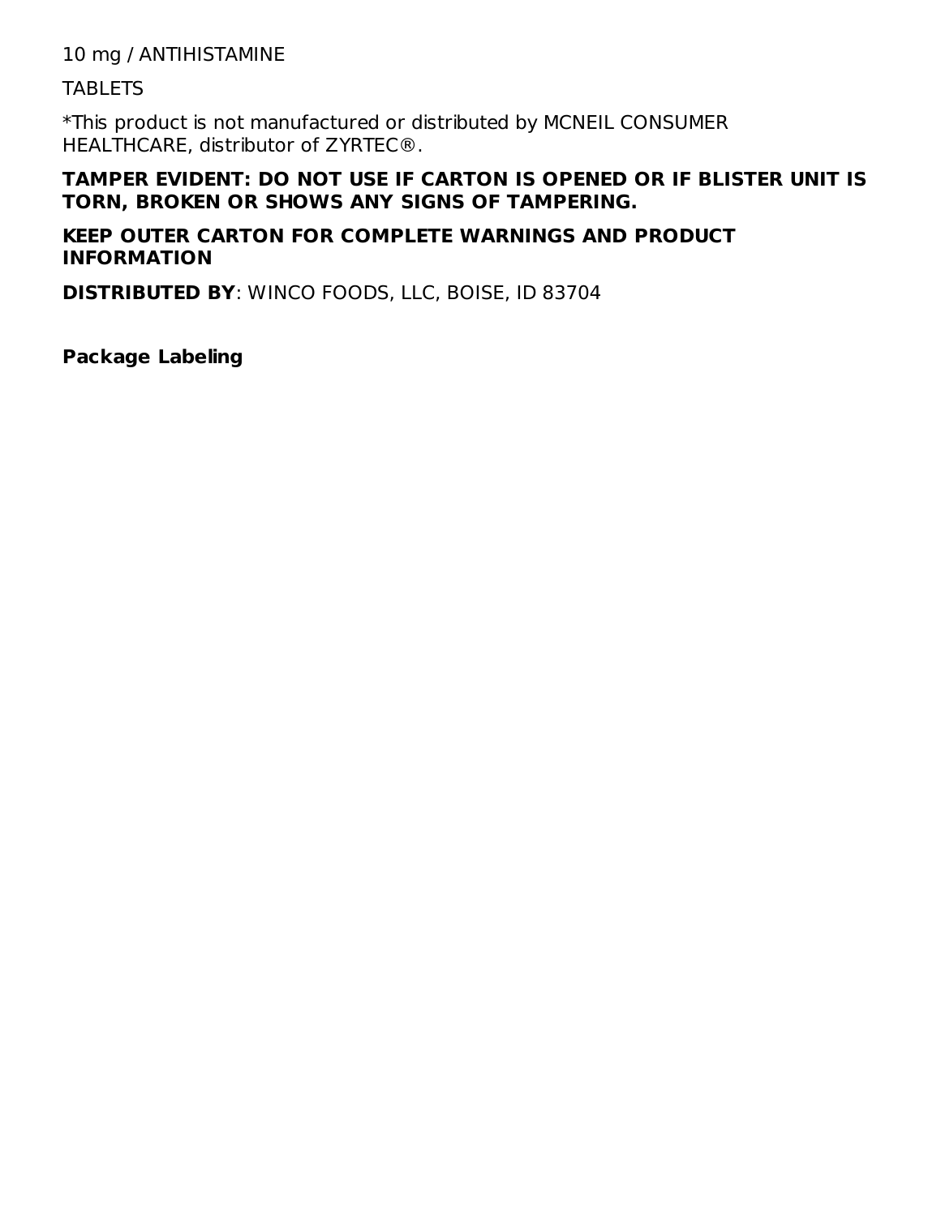10 mg / ANTIHISTAMINE

TABLETS

*This product is not manufactured or distributed by MCNEIL CONSUMER HEALTHCARE, distributor of ZYRTEC®.

**TAMPER EVIDENT: DO NOT USE IF CARTON IS OPENED OR IF BLISTER UNIT IS TORN, BROKEN OR SHOWS ANY SIGNS OF TAMPERING.**

**KEEP OUTER CARTON FOR COMPLETE WARNINGS AND PRODUCT INFORMATION**

**DISTRIBUTED BY**: WINCO FOODS, LLC, BOISE, ID 83704

**Package Labeling**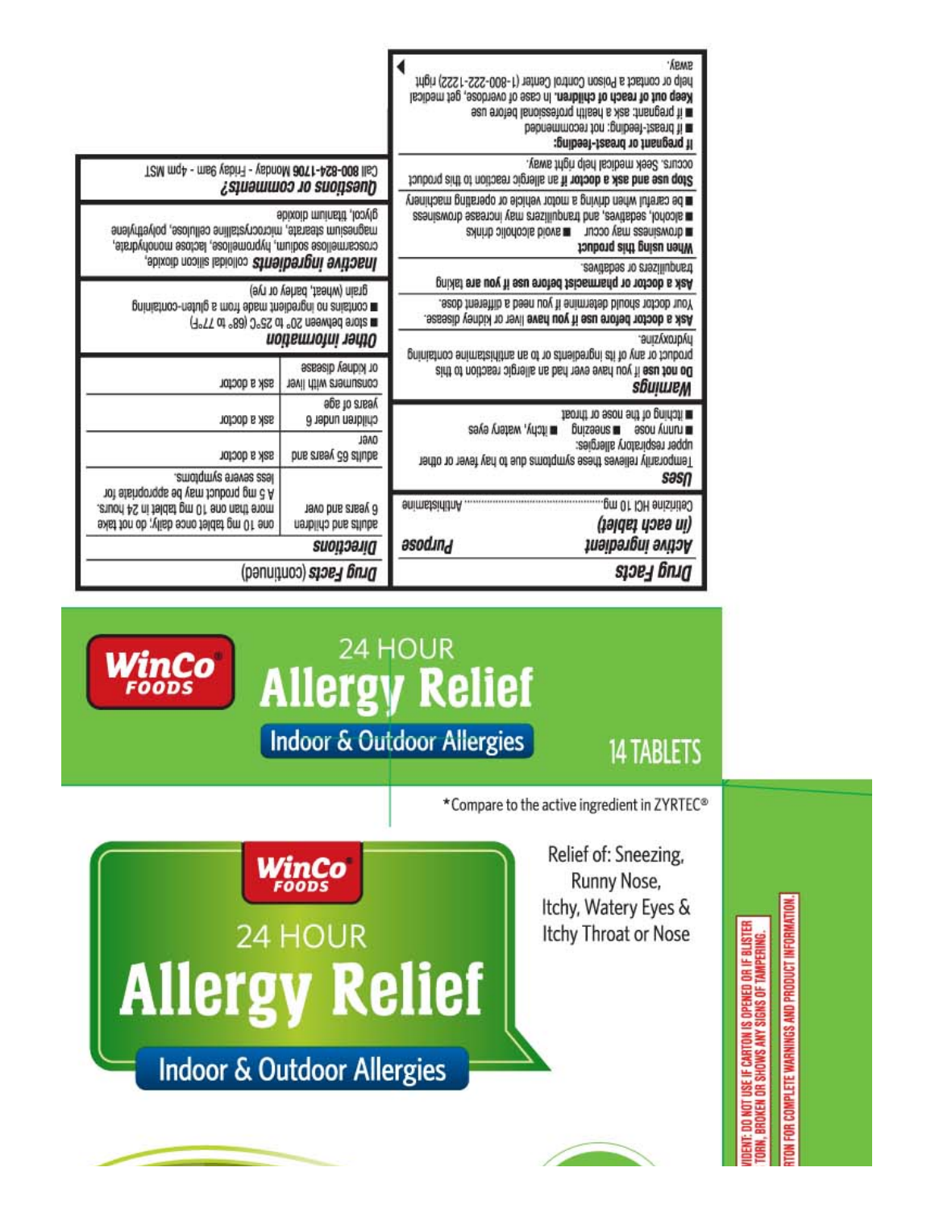## Drug Facts

| Active ingredient (in each tablet) | Purpose |
|---|---|
| Cetirizine HCl 10 mg | Antihistamine |

**Uses**

Temporarily relieves these symptoms due to hay fever or other upper respiratory allergies:

- runny nose
- sneezing
- itchy, watery eyes
- itching of the nose or throat

**Warnings**

**Do not use** if you have ever had an allergic reaction to this product or any of its ingredients or to an antihistamine containing hydroxyzine.

**Ask a doctor before use if you have** liver or kidney disease. Your doctor should determine if you need a different dose.

**Ask a doctor or pharmacist before use if you are taking** tranquilizers or sedatives.

**When using this product**

- drowsiness may occur
- avoid alcoholic drinks
- alcohol, sedatives, and tranquilizers may increase drowsiness
- be careful when driving a motor vehicle or operating machinery

**Stop use and ask a doctor if** an allergic reaction to this product occurs. Seek medical help right away.

**If pregnant or breast-feeding:**

- if breast-feeding: not recommended
- if pregnant: ask a health professional before use

**Keep out of reach of children.** In case of overdose, get medical help or contact a Poison Control Center (1-800-222-1222) right away.

## Drug Facts (continued)

**Directions**

| | |
|---|---|
| adults and children 6 years and over | one 10 mg tablet once daily; do not take more than one 10 mg tablet in 24 hours. A 5 mg product may be appropriate for less severe symptoms. |
| adults 65 years and over | ask a doctor |
| children under 6 years of age | ask a doctor |
| consumers with liver or kidney disease | ask a doctor |

**Other information**

- store between 20° to 25°C (68° to 77°F)
- contains no ingredient made from a gluten-containing grain (wheat, barley or rye)

**Inactive ingredients** colloidal silicon dioxide, croscarmellose sodium, hypromellose, lactose monohydrate, magnesium stearate, microcrystalline cellulose, polyethylene glycol, titanium dioxide

**Questions or comments?**

Call 800-824-1706 Monday - Friday 9am - 4pm MST

---

WinCo FOODS

# 24 HOUR Allergy Relief

Indoor & Outdoor Allergies

14 TABLETS

*Compare to the active ingredient in ZYRTEC®

WinCo FOODS

# 24 HOUR Allergy Relief

Indoor & Outdoor Allergies

Relief of: Sneezing, Runny Nose, Itchy, Watery Eyes & Itchy Throat or Nose

...IDENT: DO NOT USE IF CARTON IS OPENED OR IF BLISTER ...TORN, BROKEN OR SHOWS ANY SIGNS OF TAMPERING.

...RTON FOR COMPLETE WARNINGS AND PRODUCT INFORMATION.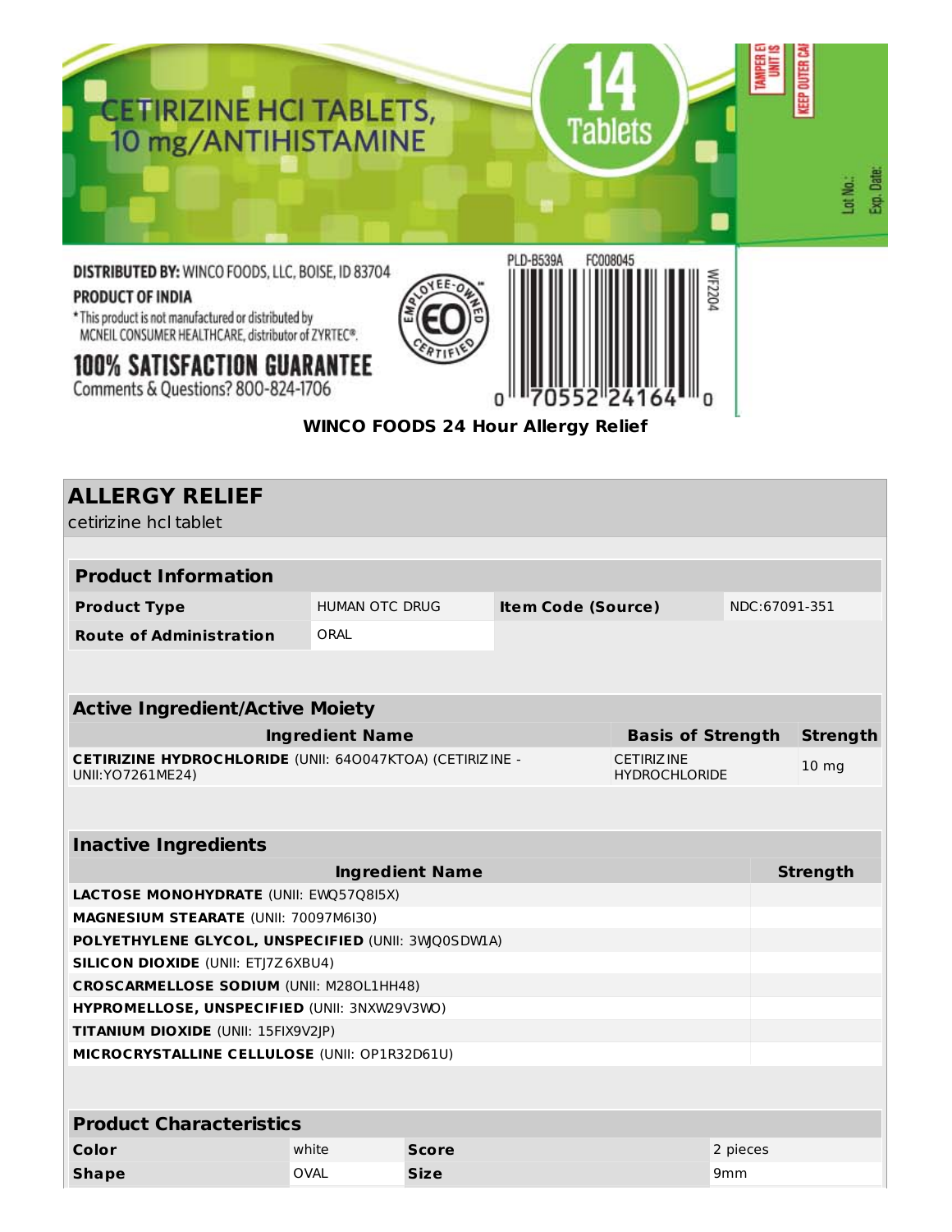CETIRIZINE HCl TABLETS, 10 mg/ANTIHISTAMINE

14 Tablets

TAMPER EV UNIT IS

KEEP OUTER CA

Lot No.:

Exp. Date:

**DISTRIBUTED BY:** WINCO FOODS, LLC, BOISE, ID 83704

**PRODUCT OF INDIA**

*This product is not manufactured or distributed by MCNEIL CONSUMER HEALTHCARE, distributor of ZYRTEC®.

**100% SATISFACTION GUARANTEE**

Comments & Questions? 800-824-1706

EMPLOYEE-OWNED EO CERTIFIED

PLD-B539A FC008045

WF2204

0 70552 24164 0

**WINCO FOODS 24 Hour Allergy Relief**

## ALLERGY RELIEF

cetirizine hcl tablet

| **Product Information** | | | |
|---|---|---|---|
| **Product Type** | HUMAN OTC DRUG | **Item Code (Source)** | NDC:67091-351 |
| **Route of Administration** | ORAL | | |

| **Active Ingredient/Active Moiety** | | |
|---|---|---|
| **Ingredient Name** | **Basis of Strength** | **Strength** |
| **CETIRIZINE HYDROCHLORIDE** (UNII: 64O047KTOA) (CETIRIZINE - UNII:YO7261ME24) | CETIRIZINE HYDROCHLORIDE | 10 mg |

| **Inactive Ingredients** | |
|---|---|
| **Ingredient Name** | **Strength** |
| **LACTOSE MONOHYDRATE** (UNII: EWQ57Q8I5X) | |
| **MAGNESIUM STEARATE** (UNII: 70097M6I30) | |
| **POLYETHYLENE GLYCOL, UNSPECIFIED** (UNII: 3WJQ0SDW1A) | |
| **SILICON DIOXIDE** (UNII: ETJ7Z6XBU4) | |
| **CROSCARMELLOSE SODIUM** (UNII: M28OL1HH48) | |
| **HYPROMELLOSE, UNSPECIFIED** (UNII: 3NXW29V3WO) | |
| **TITANIUM DIOXIDE** (UNII: 15FIX9V2JP) | |
| **MICROCRYSTALLINE CELLULOSE** (UNII: OP1R32D61U) | |

| **Product Characteristics** | | | |
|---|---|---|---|
| **Color** | white | **Score** | 2 pieces |
| **Shape** | OVAL | **Size** | 9mm |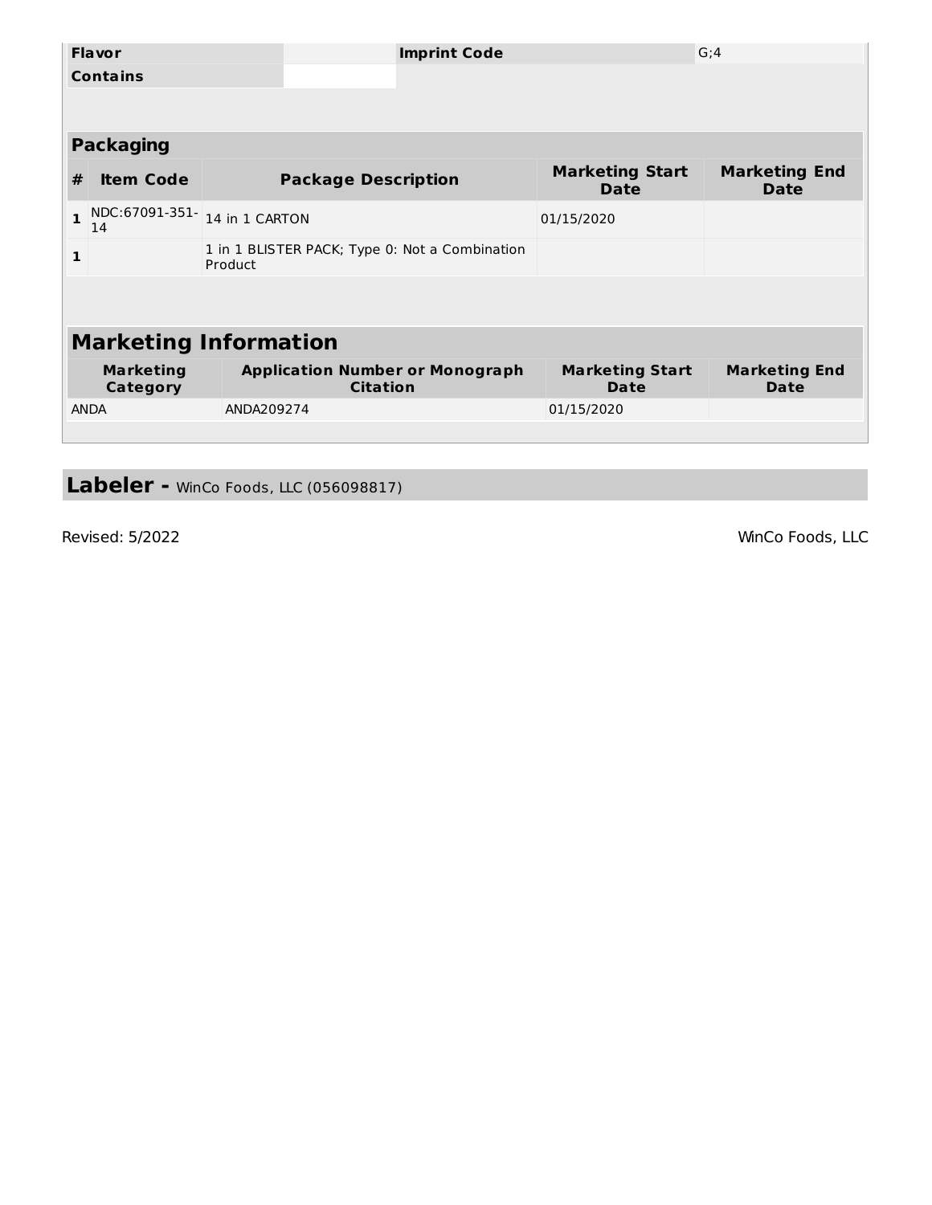| | | | |
|---|---|---|---|
| **Flavor** | | **Imprint Code** | G;4 |
| **Contains** | | | |

## Packaging

| # | Item Code | Package Description | Marketing Start Date | Marketing End Date |
|---|---|---|---|---|
| 1 | NDC:67091-351-14 | 14 in 1 CARTON | 01/15/2020 | |
| 1 | | 1 in 1 BLISTER PACK; Type 0: Not a Combination Product | | |

## Marketing Information

| Marketing Category | Application Number or Monograph Citation | Marketing Start Date | Marketing End Date |
|---|---|---|---|
| ANDA | ANDA209274 | 01/15/2020 | |

## Labeler - WinCo Foods, LLC (056098817)

Revised: 5/2022

WinCo Foods, LLC